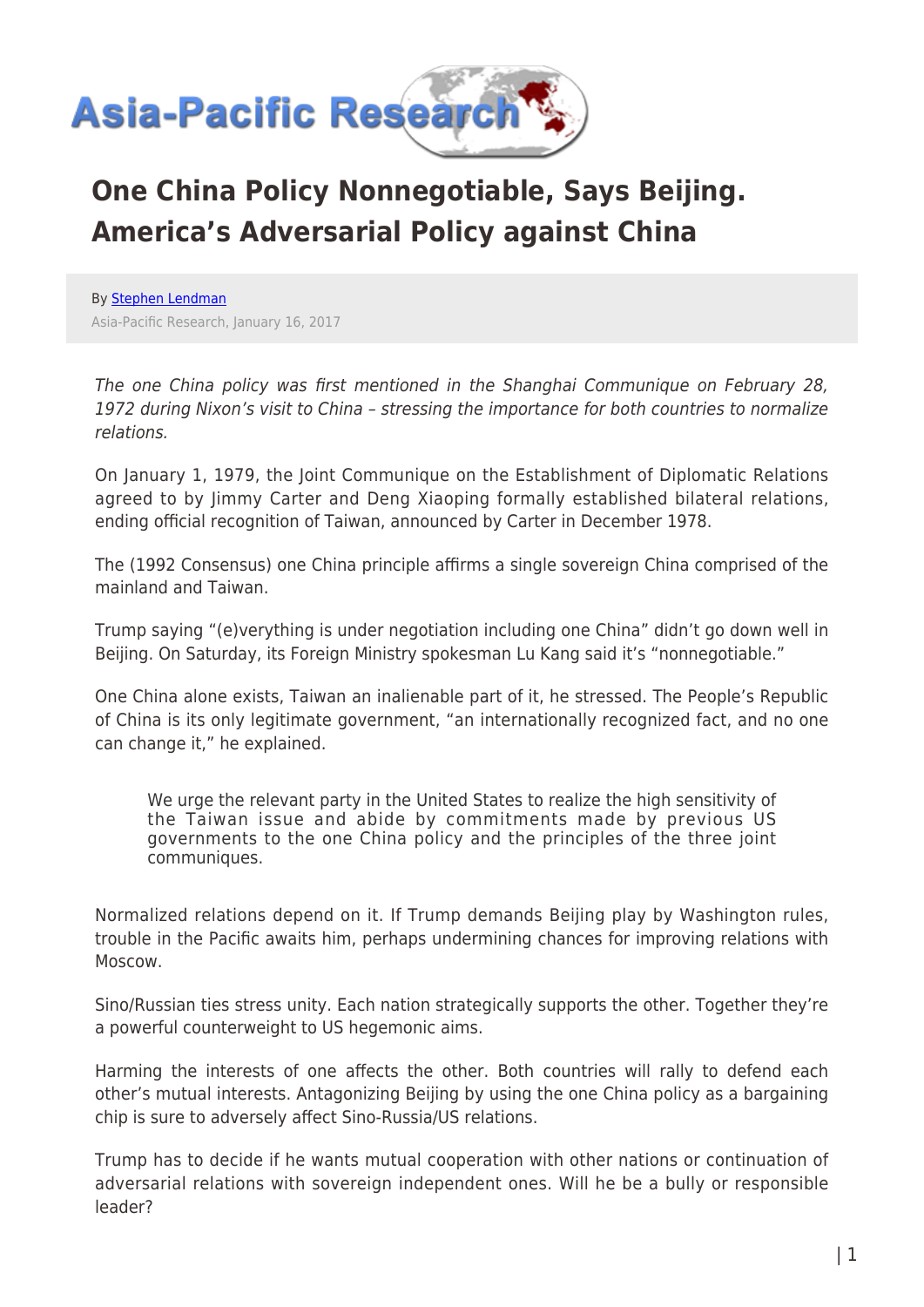# One China Policy Nonnegotiable, Says Beijing. America's Adversarial Policy against China

By Stephen Lendman

Asia-Pacific Research, January 16, 2017

*The one China policy was first mentioned in the Shanghai Communique on February 28, 1972 during Nixon's visit to China – stressing the importance for both countries to normalize relations.*

On January 1, 1979, the Joint Communique on the Establishment of Diplomatic Relations agreed to by Jimmy Carter and Deng Xiaoping formally established bilateral relations, ending official recognition of Taiwan, announced by Carter in December 1978.

The (1992 Consensus) one China principle affirms a single sovereign China comprised of the mainland and Taiwan.

Trump saying "(e)verything is under negotiation including one China" didn't go down well in Beijing. On Saturday, its Foreign Ministry spokesman Lu Kang said it's "nonnegotiable."

One China alone exists, Taiwan an inalienable part of it, he stressed. The People's Republic of China is its only legitimate government, "an internationally recognized fact, and no one can change it," he explained.

> We urge the relevant party in the United States to realize the high sensitivity of the Taiwan issue and abide by commitments made by previous US governments to the one China policy and the principles of the three joint communiques.

Normalized relations depend on it. If Trump demands Beijing play by Washington rules, trouble in the Pacific awaits him, perhaps undermining chances for improving relations with Moscow.

Sino/Russian ties stress unity. Each nation strategically supports the other. Together they're a powerful counterweight to US hegemonic aims.

Harming the interests of one affects the other. Both countries will rally to defend each other's mutual interests. Antagonizing Beijing by using the one China policy as a bargaining chip is sure to adversely affect Sino-Russia/US relations.

Trump has to decide if he wants mutual cooperation with other nations or continuation of adversarial relations with sovereign independent ones. Will he be a bully or responsible leader?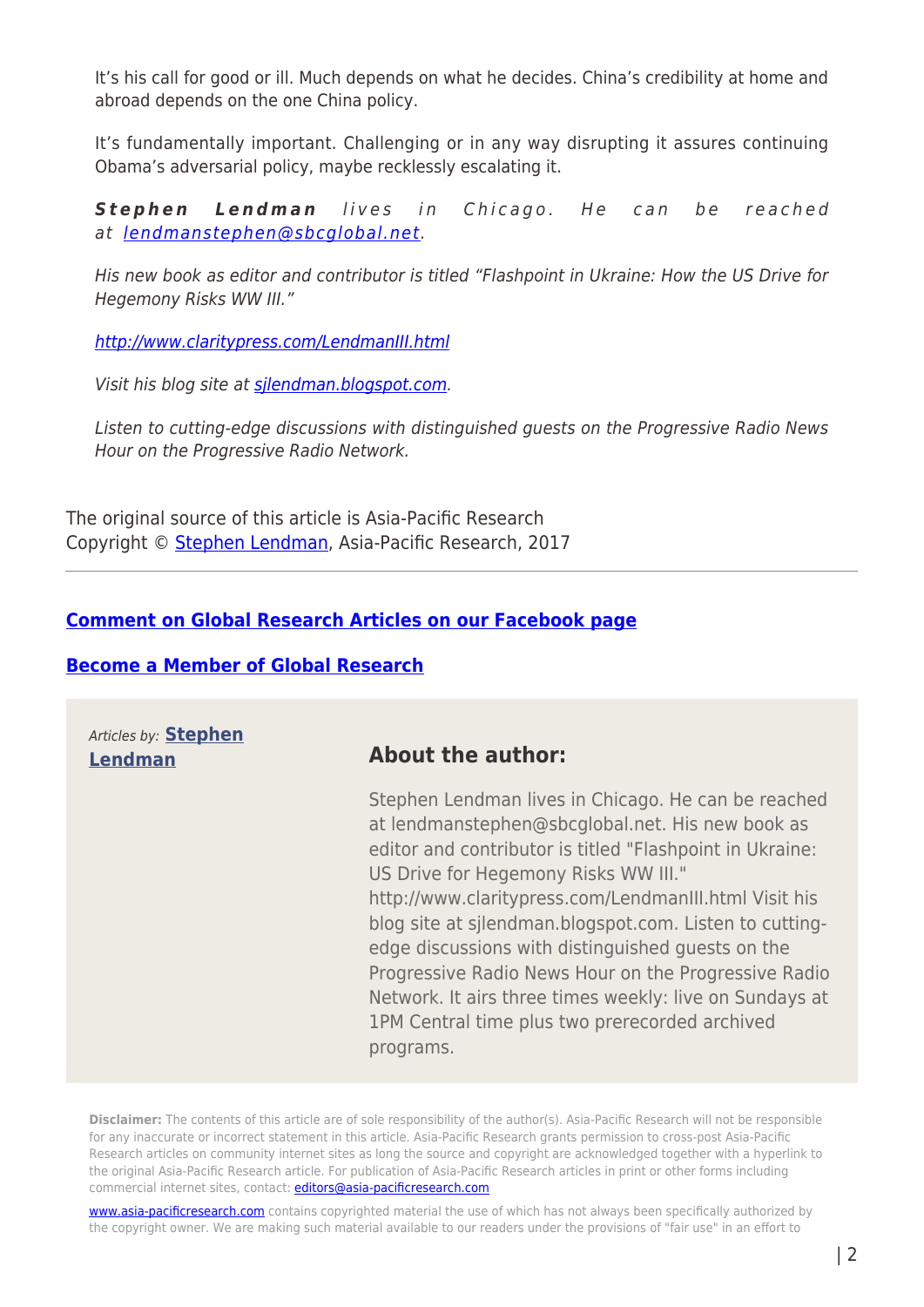It's his call for good or ill. Much depends on what he decides. China's credibility at home and abroad depends on the one China policy.

It's fundamentally important. Challenging or in any way disrupting it assures continuing Obama's adversarial policy, maybe recklessly escalating it.

***Stephen Lendman** lives in Chicago. He can be reached at [lendmanstephen@sbcglobal.net](mailto:lendmanstephen@sbcglobal.net).*

*His new book as editor and contributor is titled "Flashpoint in Ukraine: How the US Drive for Hegemony Risks WW III."*

*[http://www.claritypress.com/LendmanIII.html](http://www.claritypress.com/LendmanIII.html)*

*Visit his blog site at [sjlendman.blogspot.com](http://sjlendman.blogspot.com).*

*Listen to cutting-edge discussions with distinguished guests on the Progressive Radio News Hour on the Progressive Radio Network.*

The original source of this article is Asia-Pacific Research
Copyright © Stephen Lendman, Asia-Pacific Research, 2017

---

**Comment on Global Research Articles on our Facebook page**

**Become a Member of Global Research**

*Articles by:* **Stephen Lendman**

### About the author:

Stephen Lendman lives in Chicago. He can be reached at lendmanstephen@sbcglobal.net. His new book as editor and contributor is titled "Flashpoint in Ukraine: US Drive for Hegemony Risks WW III." http://www.claritypress.com/LendmanIII.html Visit his blog site at sjlendman.blogspot.com. Listen to cutting-edge discussions with distinguished guests on the Progressive Radio News Hour on the Progressive Radio Network. It airs three times weekly: live on Sundays at 1PM Central time plus two prerecorded archived programs.

**Disclaimer:** The contents of this article are of sole responsibility of the author(s). Asia-Pacific Research will not be responsible for any inaccurate or incorrect statement in this article. Asia-Pacific Research grants permission to cross-post Asia-Pacific Research articles on community internet sites as long the source and copyright are acknowledged together with a hyperlink to the original Asia-Pacific Research article. For publication of Asia-Pacific Research articles in print or other forms including commercial internet sites, contact: editors@asia-pacificresearch.com

www.asia-pacificresearch.com contains copyrighted material the use of which has not always been specifically authorized by the copyright owner. We are making such material available to our readers under the provisions of "fair use" in an effort to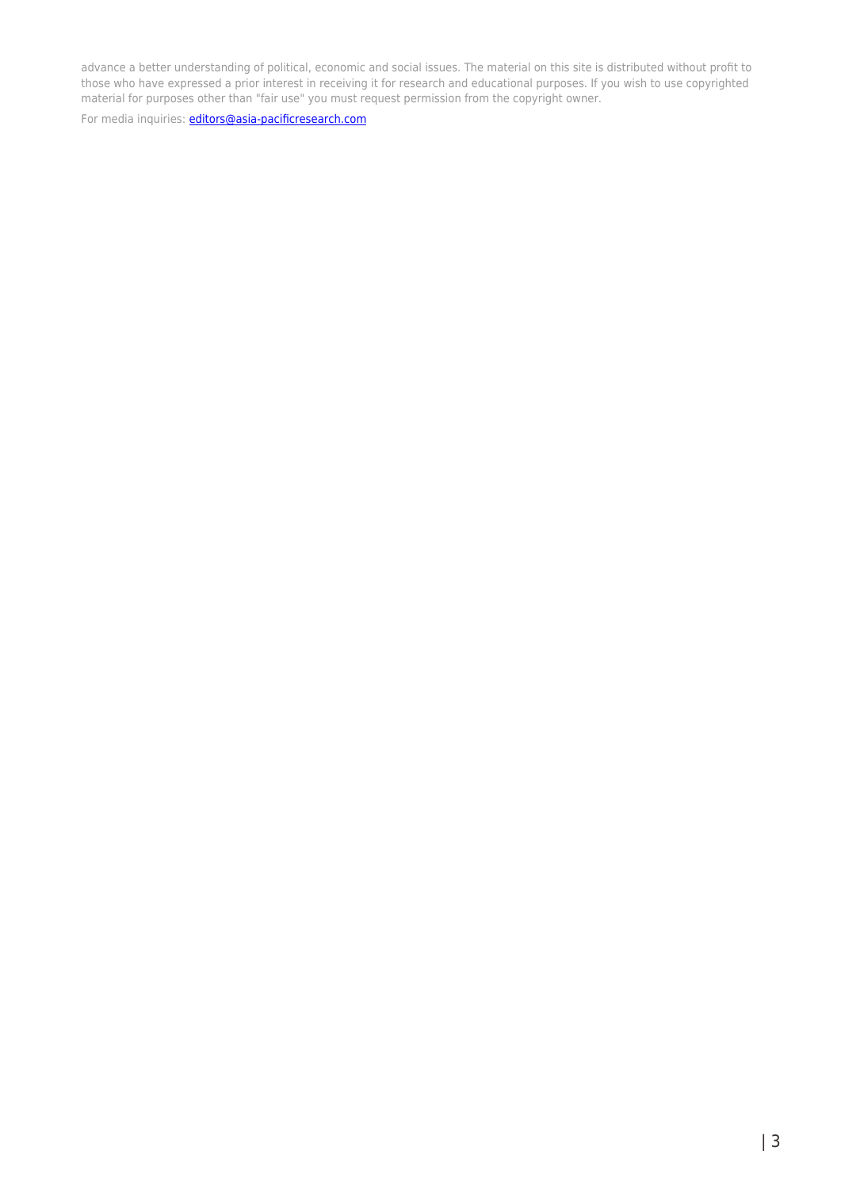advance a better understanding of political, economic and social issues. The material on this site is distributed without profit to those who have expressed a prior interest in receiving it for research and educational purposes. If you wish to use copyrighted material for purposes other than "fair use" you must request permission from the copyright owner.

For media inquiries: [editors@asia-pacificresearch.com](mailto:editors@asia-pacificresearch.com)